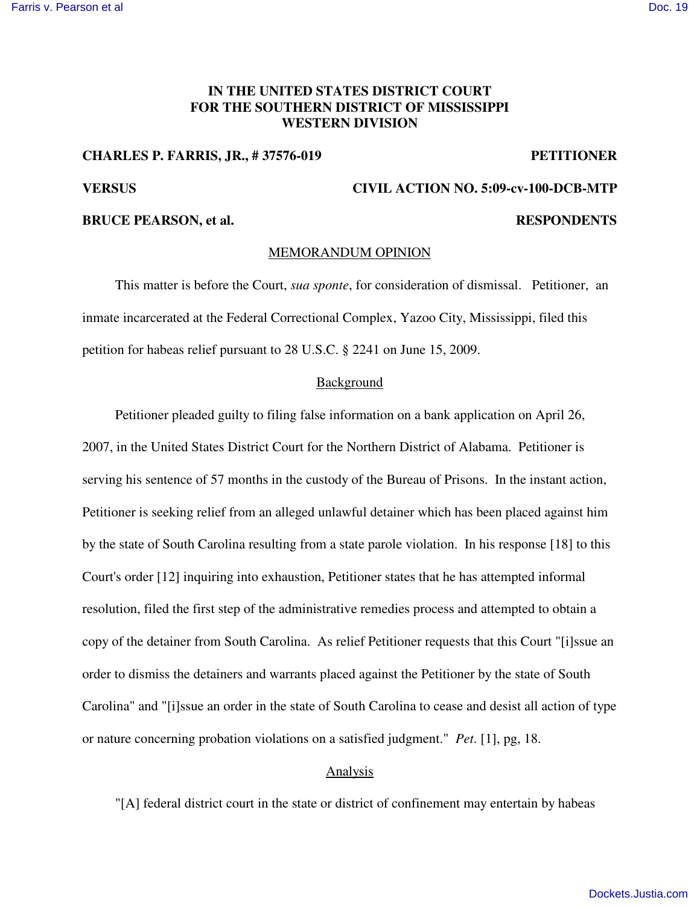**IN THE UNITED STATES DISTRICT COURT**
**FOR THE SOUTHERN DISTRICT OF MISSISSIPPI**
**WESTERN DIVISION**

**CHARLES P. FARRIS, JR., # 37576-019** **PETITIONER**

**VERSUS** **CIVIL ACTION NO. 5:09-cv-100-DCB-MTP**

**BRUCE PEARSON, et al.** **RESPONDENTS**

MEMORANDUM OPINION

This matter is before the Court, *sua sponte*, for consideration of dismissal. Petitioner, an inmate incarcerated at the Federal Correctional Complex, Yazoo City, Mississippi, filed this petition for habeas relief pursuant to 28 U.S.C. § 2241 on June 15, 2009.

Background

Petitioner pleaded guilty to filing false information on a bank application on April 26, 2007, in the United States District Court for the Northern District of Alabama. Petitioner is serving his sentence of 57 months in the custody of the Bureau of Prisons. In the instant action, Petitioner is seeking relief from an alleged unlawful detainer which has been placed against him by the state of South Carolina resulting from a state parole violation. In his response [18] to this Court's order [12] inquiring into exhaustion, Petitioner states that he has attempted informal resolution, filed the first step of the administrative remedies process and attempted to obtain a copy of the detainer from South Carolina. As relief Petitioner requests that this Court "[i]ssue an order to dismiss the detainers and warrants placed against the Petitioner by the state of South Carolina" and "[i]ssue an order in the state of South Carolina to cease and desist all action of type or nature concerning probation violations on a satisfied judgment." *Pet.* [1], pg, 18.

Analysis

"[A] federal district court in the state or district of confinement may entertain by habeas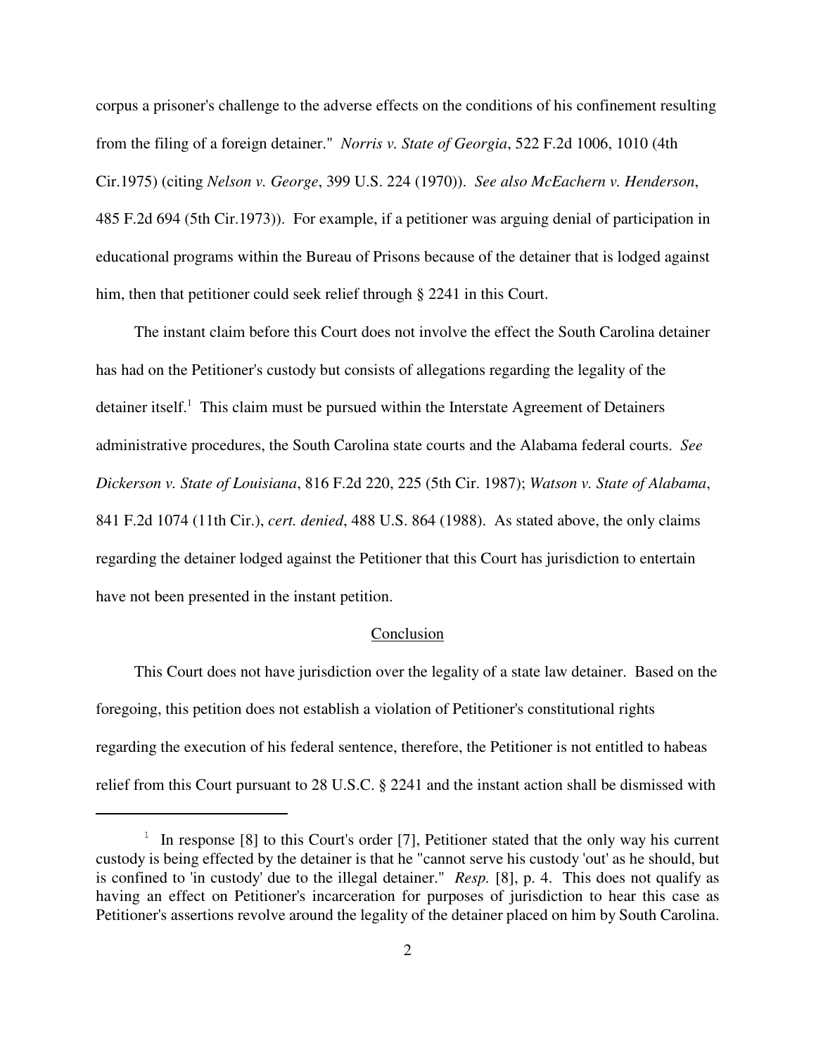corpus a prisoner's challenge to the adverse effects on the conditions of his confinement resulting from the filing of a foreign detainer." *Norris v. State of Georgia*, 522 F.2d 1006, 1010 (4th Cir.1975) (citing *Nelson v. George*, 399 U.S. 224 (1970)). *See also McEachern v. Henderson*, 485 F.2d 694 (5th Cir.1973)). For example, if a petitioner was arguing denial of participation in educational programs within the Bureau of Prisons because of the detainer that is lodged against him, then that petitioner could seek relief through § 2241 in this Court.

The instant claim before this Court does not involve the effect the South Carolina detainer has had on the Petitioner's custody but consists of allegations regarding the legality of the detainer itself.[1] This claim must be pursued within the Interstate Agreement of Detainers administrative procedures, the South Carolina state courts and the Alabama federal courts. *See Dickerson v. State of Louisiana*, 816 F.2d 220, 225 (5th Cir. 1987); *Watson v. State of Alabama*, 841 F.2d 1074 (11th Cir.), *cert. denied*, 488 U.S. 864 (1988). As stated above, the only claims regarding the detainer lodged against the Petitioner that this Court has jurisdiction to entertain have not been presented in the instant petition.

## Conclusion

This Court does not have jurisdiction over the legality of a state law detainer. Based on the foregoing, this petition does not establish a violation of Petitioner's constitutional rights regarding the execution of his federal sentence, therefore, the Petitioner is not entitled to habeas relief from this Court pursuant to 28 U.S.C. § 2241 and the instant action shall be dismissed with

---

[1] In response [8] to this Court's order [7], Petitioner stated that the only way his current custody is being effected by the detainer is that he "cannot serve his custody 'out' as he should, but is confined to 'in custody' due to the illegal detainer." *Resp.* [8], p. 4. This does not qualify as having an effect on Petitioner's incarceration for purposes of jurisdiction to hear this case as Petitioner's assertions revolve around the legality of the detainer placed on him by South Carolina.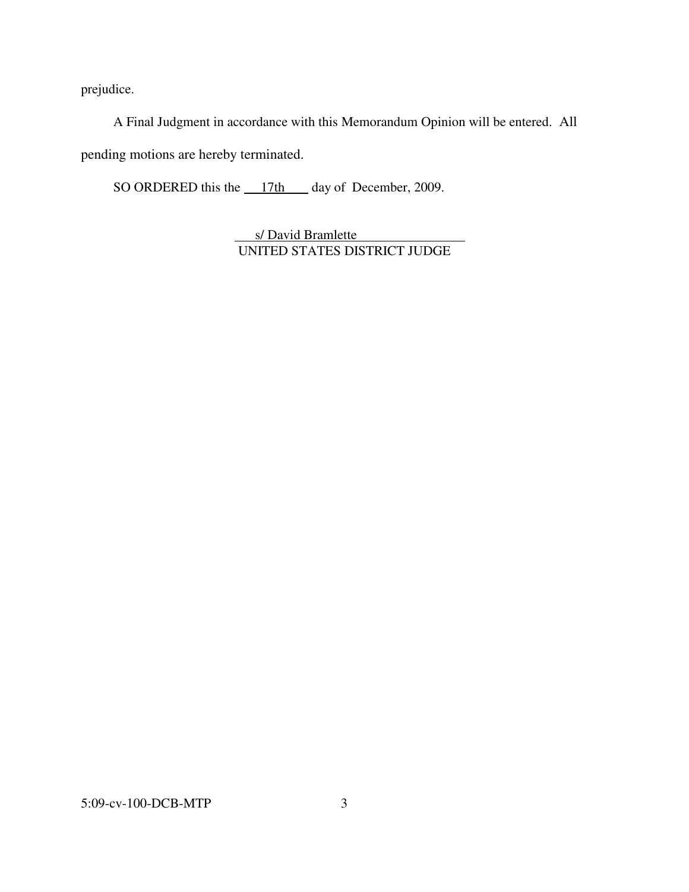prejudice.

A Final Judgment in accordance with this Memorandum Opinion will be entered. All pending motions are hereby terminated.

SO ORDERED this the 17th day of December, 2009.

s/ David Bramlette
UNITED STATES DISTRICT JUDGE

5:09-cv-100-DCB-MTP